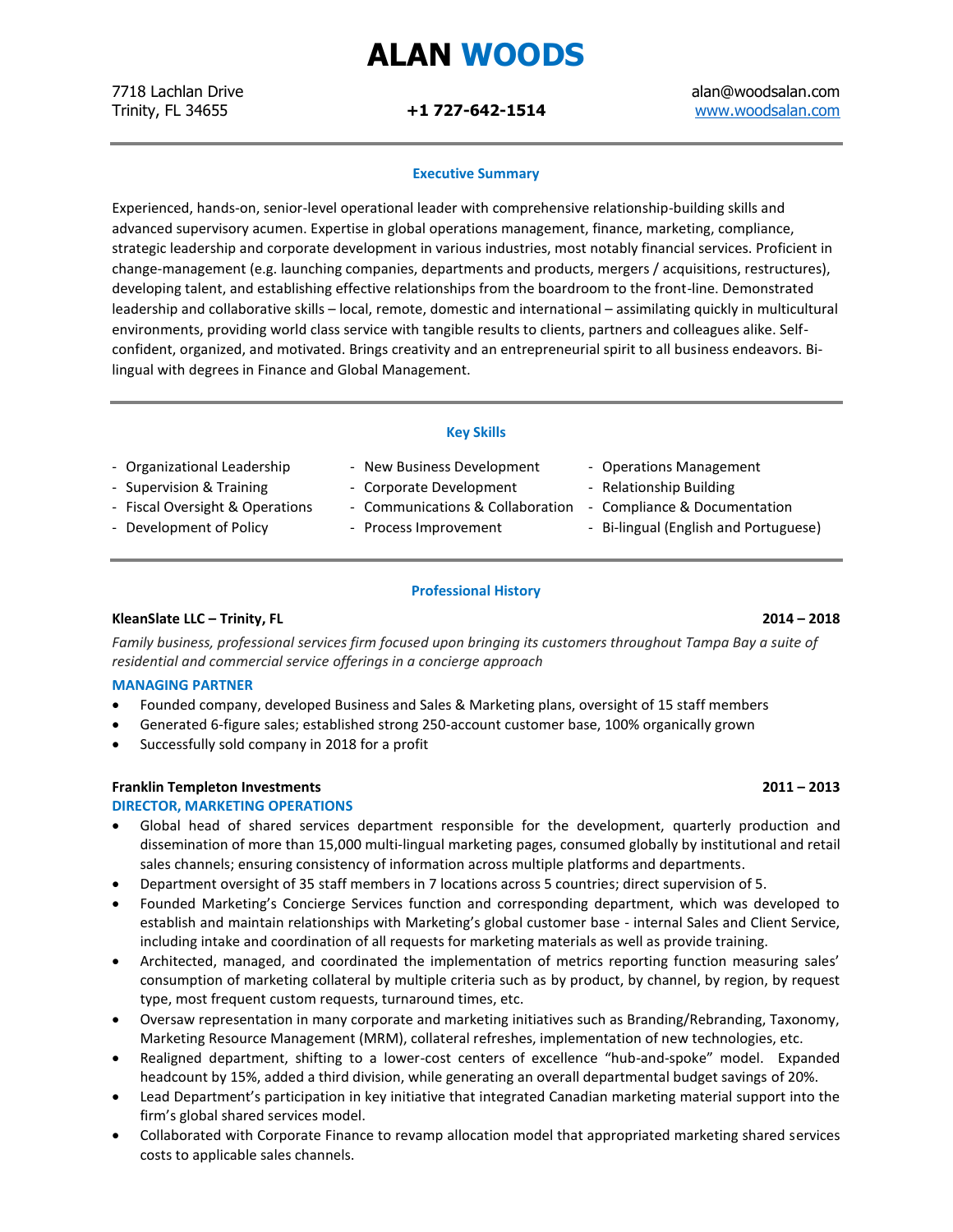# ALAN WOODS

7718 Lachlan Drive
Trinity, FL 34655

**+1 727-642-1514**

alan@woodsalan.com
[www.woodsalan.com](http://www.woodsalan.com)

---

## Executive Summary

Experienced, hands-on, senior-level operational leader with comprehensive relationship-building skills and advanced supervisory acumen. Expertise in global operations management, finance, marketing, compliance, strategic leadership and corporate development in various industries, most notably financial services. Proficient in change-management (e.g. launching companies, departments and products, mergers / acquisitions, restructures), developing talent, and establishing effective relationships from the boardroom to the front-line. Demonstrated leadership and collaborative skills – local, remote, domestic and international – assimilating quickly in multicultural environments, providing world class service with tangible results to clients, partners and colleagues alike. Self-confident, organized, and motivated. Brings creativity and an entrepreneurial spirit to all business endeavors. Bi-lingual with degrees in Finance and Global Management.

---

## Key Skills

- Organizational Leadership
- Supervision & Training
- Fiscal Oversight & Operations
- Development of Policy
- New Business Development
- Corporate Development
- Communications & Collaboration
- Process Improvement
- Operations Management
- Relationship Building
- Compliance & Documentation
- Bi-lingual (English and Portuguese)

---

## Professional History

**KleanSlate LLC – Trinity, FL** **2014 – 2018**

*Family business, professional services firm focused upon bringing its customers throughout Tampa Bay a suite of residential and commercial service offerings in a concierge approach*

### MANAGING PARTNER

- Founded company, developed Business and Sales & Marketing plans, oversight of 15 staff members
- Generated 6-figure sales; established strong 250-account customer base, 100% organically grown
- Successfully sold company in 2018 for a profit

**Franklin Templeton Investments** **2011 – 2013**

### DIRECTOR, MARKETING OPERATIONS

- Global head of shared services department responsible for the development, quarterly production and dissemination of more than 15,000 multi-lingual marketing pages, consumed globally by institutional and retail sales channels; ensuring consistency of information across multiple platforms and departments.
- Department oversight of 35 staff members in 7 locations across 5 countries; direct supervision of 5.
- Founded Marketing's Concierge Services function and corresponding department, which was developed to establish and maintain relationships with Marketing's global customer base - internal Sales and Client Service, including intake and coordination of all requests for marketing materials as well as provide training.
- Architected, managed, and coordinated the implementation of metrics reporting function measuring sales' consumption of marketing collateral by multiple criteria such as by product, by channel, by region, by request type, most frequent custom requests, turnaround times, etc.
- Oversaw representation in many corporate and marketing initiatives such as Branding/Rebranding, Taxonomy, Marketing Resource Management (MRM), collateral refreshes, implementation of new technologies, etc.
- Realigned department, shifting to a lower-cost centers of excellence "hub-and-spoke" model. Expanded headcount by 15%, added a third division, while generating an overall departmental budget savings of 20%.
- Lead Department's participation in key initiative that integrated Canadian marketing material support into the firm's global shared services model.
- Collaborated with Corporate Finance to revamp allocation model that appropriated marketing shared services costs to applicable sales channels.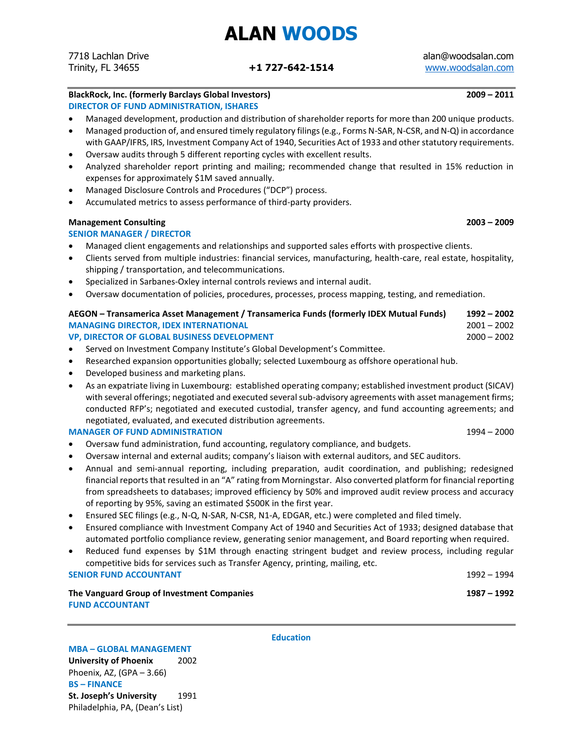# ALAN WOODS

7718 Lachlan Drive
Trinity, FL 34655

**+1 727-642-1514**

alan@woodsalan.com
www.woodsalan.com

---

**BlackRock, Inc. (formerly Barclays Global Investors)** **2009 – 2011**

**DIRECTOR OF FUND ADMINISTRATION, ISHARES**

- Managed development, production and distribution of shareholder reports for more than 200 unique products.
- Managed production of, and ensured timely regulatory filings (e.g., Forms N-SAR, N-CSR, and N-Q) in accordance with GAAP/IFRS, IRS, Investment Company Act of 1940, Securities Act of 1933 and other statutory requirements.
- Oversaw audits through 5 different reporting cycles with excellent results.
- Analyzed shareholder report printing and mailing; recommended change that resulted in 15% reduction in expenses for approximately $1M saved annually.
- Managed Disclosure Controls and Procedures ("DCP") process.
- Accumulated metrics to assess performance of third-party providers.

**Management Consulting** **2003 – 2009**

**SENIOR MANAGER / DIRECTOR**

- Managed client engagements and relationships and supported sales efforts with prospective clients.
- Clients served from multiple industries: financial services, manufacturing, health-care, real estate, hospitality, shipping / transportation, and telecommunications.
- Specialized in Sarbanes-Oxley internal controls reviews and internal audit.
- Oversaw documentation of policies, procedures, processes, process mapping, testing, and remediation.

**AEGON – Transamerica Asset Management / Transamerica Funds (formerly IDEX Mutual Funds)** **1992 – 2002**

**MANAGING DIRECTOR, IDEX INTERNATIONAL** 2001 – 2002

**VP, DIRECTOR OF GLOBAL BUSINESS DEVELOPMENT** 2000 – 2002

- Served on Investment Company Institute's Global Development's Committee.
- Researched expansion opportunities globally; selected Luxembourg as offshore operational hub.
- Developed business and marketing plans.
- As an expatriate living in Luxembourg: established operating company; established investment product (SICAV) with several offerings; negotiated and executed several sub-advisory agreements with asset management firms; conducted RFP's; negotiated and executed custodial, transfer agency, and fund accounting agreements; and negotiated, evaluated, and executed distribution agreements.

**MANAGER OF FUND ADMINISTRATION** 1994 – 2000

- Oversaw fund administration, fund accounting, regulatory compliance, and budgets.
- Oversaw internal and external audits; company's liaison with external auditors, and SEC auditors.
- Annual and semi-annual reporting, including preparation, audit coordination, and publishing; redesigned financial reports that resulted in an "A" rating from Morningstar. Also converted platform for financial reporting from spreadsheets to databases; improved efficiency by 50% and improved audit review process and accuracy of reporting by 95%, saving an estimated $500K in the first year.
- Ensured SEC filings (e.g., N-Q, N-SAR, N-CSR, N1-A, EDGAR, etc.) were completed and filed timely.
- Ensured compliance with Investment Company Act of 1940 and Securities Act of 1933; designed database that automated portfolio compliance review, generating senior management, and Board reporting when required.
- Reduced fund expenses by $1M through enacting stringent budget and review process, including regular competitive bids for services such as Transfer Agency, printing, mailing, etc.

**SENIOR FUND ACCOUNTANT** 1992 – 1994

**The Vanguard Group of Investment Companies** **1987 – 1992**

**FUND ACCOUNTANT**

---

## Education

**MBA – GLOBAL MANAGEMENT**
**University of Phoenix** 2002
Phoenix, AZ, (GPA – 3.66)

**BS – FINANCE**
**St. Joseph's University** 1991
Philadelphia, PA, (Dean's List)